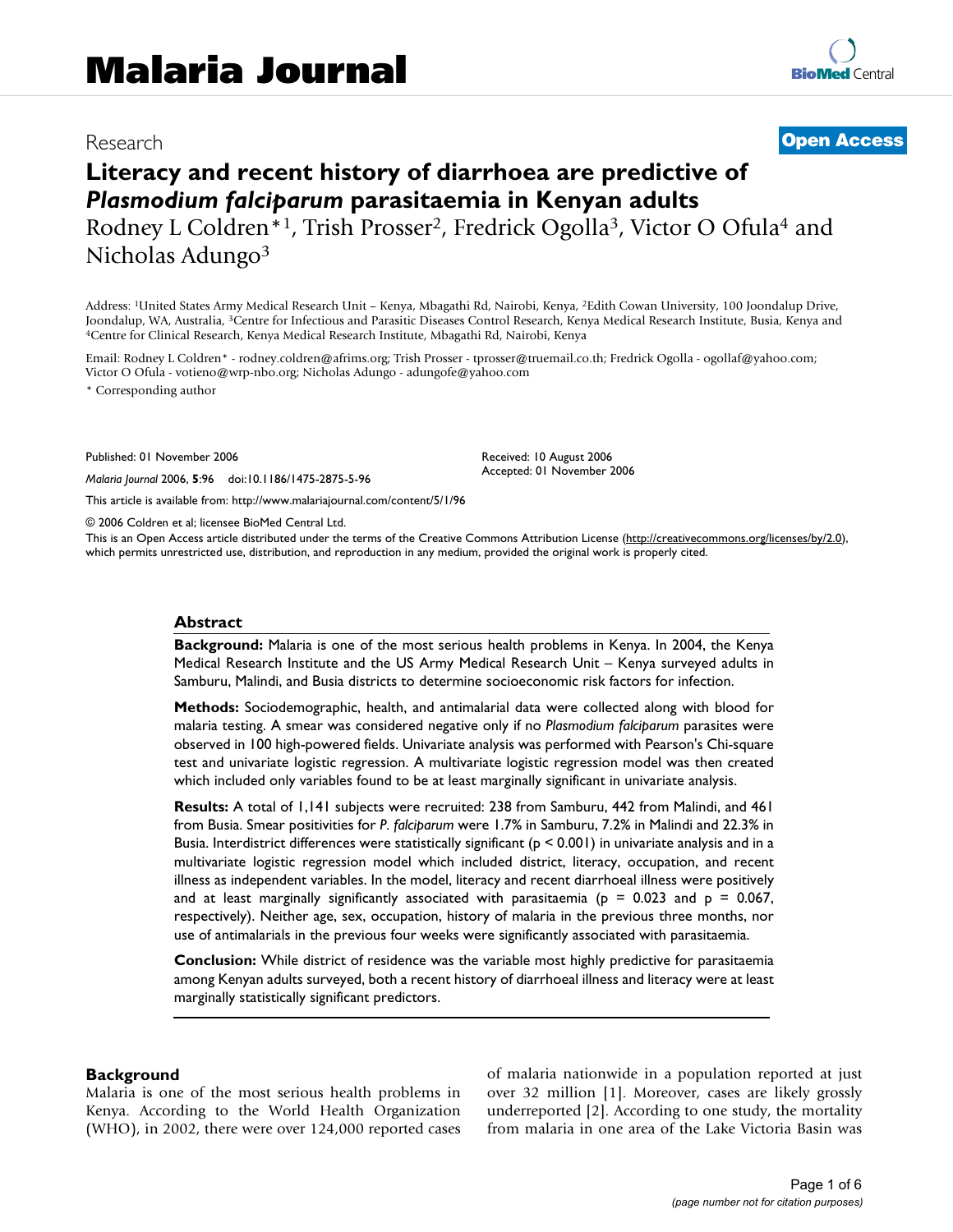Research

**Open Access**

# Literacy and recent history of diarrhoea are predictive of *Plasmodium falciparum* parasitaemia in Kenyan adults

Rodney L Coldren*[1], Trish Prosser[2], Fredrick Ogolla[3], Victor O Ofula[4] and Nicholas Adungo[3]

Address: [1]United States Army Medical Research Unit – Kenya, Mbagathi Rd, Nairobi, Kenya, [2]Edith Cowan University, 100 Joondalup Drive, Joondalup, WA, Australia, [3]Centre for Infectious and Parasitic Diseases Control Research, Kenya Medical Research Institute, Busia, Kenya and [4]Centre for Clinical Research, Kenya Medical Research Institute, Mbagathi Rd, Nairobi, Kenya

Email: Rodney L Coldren* - rodney.coldren@afrims.org; Trish Prosser - tprosser@truemail.co.th; Fredrick Ogolla - ogollaf@yahoo.com; Victor O Ofula - votieno@wrp-nbo.org; Nicholas Adungo - adungofe@yahoo.com

* Corresponding author

Published: 01 November 2006

*Malaria Journal* 2006, **5**:96 doi:10.1186/1475-2875-5-96

Received: 10 August 2006
Accepted: 01 November 2006

This article is available from: http://www.malariajournal.com/content/5/1/96

© 2006 Coldren et al; licensee BioMed Central Ltd.

This is an Open Access article distributed under the terms of the Creative Commons Attribution License (http://creativecommons.org/licenses/by/2.0), which permits unrestricted use, distribution, and reproduction in any medium, provided the original work is properly cited.

## Abstract

**Background:** Malaria is one of the most serious health problems in Kenya. In 2004, the Kenya Medical Research Institute and the US Army Medical Research Unit – Kenya surveyed adults in Samburu, Malindi, and Busia districts to determine socioeconomic risk factors for infection.

**Methods:** Sociodemographic, health, and antimalarial data were collected along with blood for malaria testing. A smear was considered negative only if no *Plasmodium falciparum* parasites were observed in 100 high-powered fields. Univariate analysis was performed with Pearson's Chi-square test and univariate logistic regression. A multivariate logistic regression model was then created which included only variables found to be at least marginally significant in univariate analysis.

**Results:** A total of 1,141 subjects were recruited: 238 from Samburu, 442 from Malindi, and 461 from Busia. Smear positivities for *P. falciparum* were 1.7% in Samburu, 7.2% in Malindi and 22.3% in Busia. Interdistrict differences were statistically significant ($p < 0.001$) in univariate analysis and in a multivariate logistic regression model which included district, literacy, occupation, and recent illness as independent variables. In the model, literacy and recent diarrhoeal illness were positively and at least marginally significantly associated with parasitaemia ($p = 0.023$ and $p = 0.067$, respectively). Neither age, sex, occupation, history of malaria in the previous three months, nor use of antimalarials in the previous four weeks were significantly associated with parasitaemia.

**Conclusion:** While district of residence was the variable most highly predictive for parasitaemia among Kenyan adults surveyed, both a recent history of diarrhoeal illness and literacy were at least marginally statistically significant predictors.

## Background

Malaria is one of the most serious health problems in Kenya. According to the World Health Organization (WHO), in 2002, there were over 124,000 reported cases of malaria nationwide in a population reported at just over 32 million [1]. Moreover, cases are likely grossly underreported [2]. According to one study, the mortality from malaria in one area of the Lake Victoria Basin was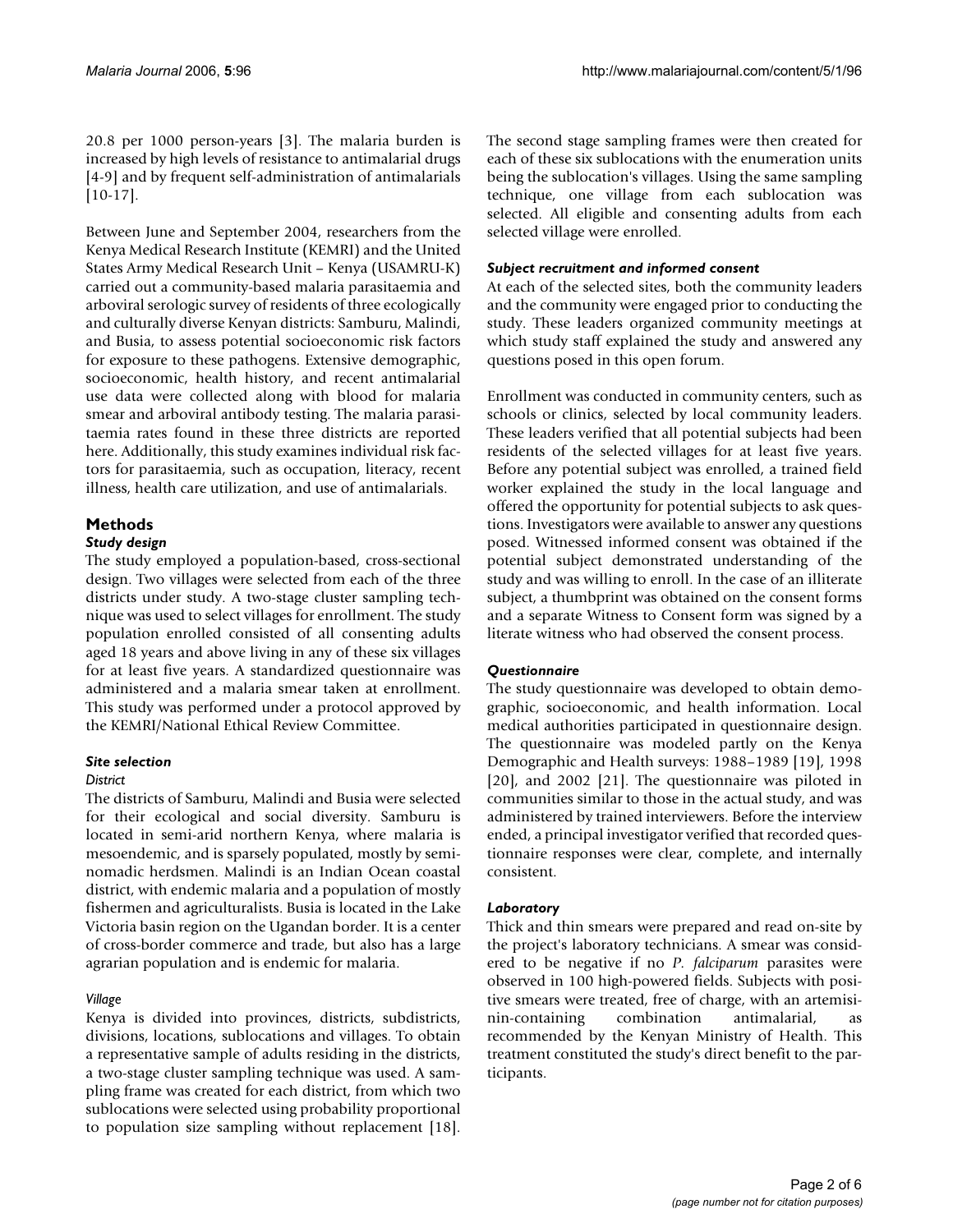20.8 per 1000 person-years [3]. The malaria burden is increased by high levels of resistance to antimalarial drugs [4-9] and by frequent self-administration of antimalarials [10-17].

Between June and September 2004, researchers from the Kenya Medical Research Institute (KEMRI) and the United States Army Medical Research Unit – Kenya (USAMRU-K) carried out a community-based malaria parasitaemia and arboviral serologic survey of residents of three ecologically and culturally diverse Kenyan districts: Samburu, Malindi, and Busia, to assess potential socioeconomic risk factors for exposure to these pathogens. Extensive demographic, socioeconomic, health history, and recent antimalarial use data were collected along with blood for malaria smear and arboviral antibody testing. The malaria parasitaemia rates found in these three districts are reported here. Additionally, this study examines individual risk factors for parasitaemia, such as occupation, literacy, recent illness, health care utilization, and use of antimalarials.

## Methods

### Study design

The study employed a population-based, cross-sectional design. Two villages were selected from each of the three districts under study. A two-stage cluster sampling technique was used to select villages for enrollment. The study population enrolled consisted of all consenting adults aged 18 years and above living in any of these six villages for at least five years. A standardized questionnaire was administered and a malaria smear taken at enrollment. This study was performed under a protocol approved by the KEMRI/National Ethical Review Committee.

### Site selection

#### District

The districts of Samburu, Malindi and Busia were selected for their ecological and social diversity. Samburu is located in semi-arid northern Kenya, where malaria is mesoendemic, and is sparsely populated, mostly by semi-nomadic herdsmen. Malindi is an Indian Ocean coastal district, with endemic malaria and a population of mostly fishermen and agriculturalists. Busia is located in the Lake Victoria basin region on the Ugandan border. It is a center of cross-border commerce and trade, but also has a large agrarian population and is endemic for malaria.

#### Village

Kenya is divided into provinces, districts, subdistricts, divisions, locations, sublocations and villages. To obtain a representative sample of adults residing in the districts, a two-stage cluster sampling technique was used. A sampling frame was created for each district, from which two sublocations were selected using probability proportional to population size sampling without replacement [18]. The second stage sampling frames were then created for each of these six sublocations with the enumeration units being the sublocation's villages. Using the same sampling technique, one village from each sublocation was selected. All eligible and consenting adults from each selected village were enrolled.

### Subject recruitment and informed consent

At each of the selected sites, both the community leaders and the community were engaged prior to conducting the study. These leaders organized community meetings at which study staff explained the study and answered any questions posed in this open forum.

Enrollment was conducted in community centers, such as schools or clinics, selected by local community leaders. These leaders verified that all potential subjects had been residents of the selected villages for at least five years. Before any potential subject was enrolled, a trained field worker explained the study in the local language and offered the opportunity for potential subjects to ask questions. Investigators were available to answer any questions posed. Witnessed informed consent was obtained if the potential subject demonstrated understanding of the study and was willing to enroll. In the case of an illiterate subject, a thumbprint was obtained on the consent forms and a separate Witness to Consent form was signed by a literate witness who had observed the consent process.

### Questionnaire

The study questionnaire was developed to obtain demographic, socioeconomic, and health information. Local medical authorities participated in questionnaire design. The questionnaire was modeled partly on the Kenya Demographic and Health surveys: 1988–1989 [19], 1998 [20], and 2002 [21]. The questionnaire was piloted in communities similar to those in the actual study, and was administered by trained interviewers. Before the interview ended, a principal investigator verified that recorded questionnaire responses were clear, complete, and internally consistent.

### Laboratory

Thick and thin smears were prepared and read on-site by the project's laboratory technicians. A smear was considered to be negative if no *P. falciparum* parasites were observed in 100 high-powered fields. Subjects with positive smears were treated, free of charge, with an artemisinin-containing combination antimalarial, as recommended by the Kenyan Ministry of Health. This treatment constituted the study's direct benefit to the participants.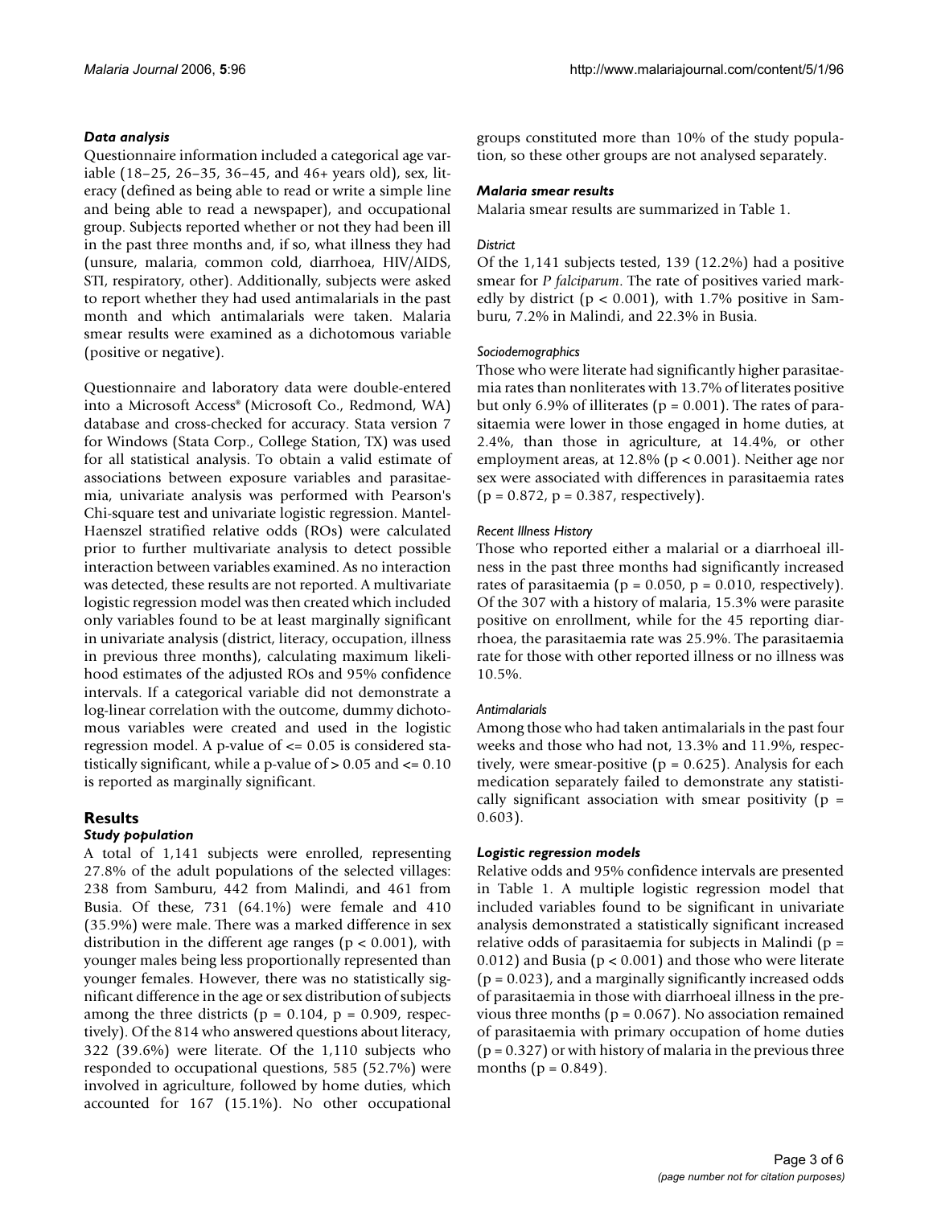### *Data analysis*

Questionnaire information included a categorical age variable (18–25, 26–35, 36–45, and 46+ years old), sex, literacy (defined as being able to read or write a simple line and being able to read a newspaper), and occupational group. Subjects reported whether or not they had been ill in the past three months and, if so, what illness they had (unsure, malaria, common cold, diarrhoea, HIV/AIDS, STI, respiratory, other). Additionally, subjects were asked to report whether they had used antimalarials in the past month and which antimalarials were taken. Malaria smear results were examined as a dichotomous variable (positive or negative).

Questionnaire and laboratory data were double-entered into a Microsoft Access® (Microsoft Co., Redmond, WA) database and cross-checked for accuracy. Stata version 7 for Windows (Stata Corp., College Station, TX) was used for all statistical analysis. To obtain a valid estimate of associations between exposure variables and parasitaemia, univariate analysis was performed with Pearson's Chi-square test and univariate logistic regression. Mantel-Haenszel stratified relative odds (ROs) were calculated prior to further multivariate analysis to detect possible interaction between variables examined. As no interaction was detected, these results are not reported. A multivariate logistic regression model was then created which included only variables found to be at least marginally significant in univariate analysis (district, literacy, occupation, illness in previous three months), calculating maximum likelihood estimates of the adjusted ROs and 95% confidence intervals. If a categorical variable did not demonstrate a log-linear correlation with the outcome, dummy dichotomous variables were created and used in the logistic regression model. A p-value of <= 0.05 is considered statistically significant, while a p-value of > 0.05 and <= 0.10 is reported as marginally significant.

## Results

### *Study population*

A total of 1,141 subjects were enrolled, representing 27.8% of the adult populations of the selected villages: 238 from Samburu, 442 from Malindi, and 461 from Busia. Of these, 731 (64.1%) were female and 410 (35.9%) were male. There was a marked difference in sex distribution in the different age ranges ($p < 0.001$), with younger males being less proportionally represented than younger females. However, there was no statistically significant difference in the age or sex distribution of subjects among the three districts ($p = 0.104$, $p = 0.909$, respectively). Of the 814 who answered questions about literacy, 322 (39.6%) were literate. Of the 1,110 subjects who responded to occupational questions, 585 (52.7%) were involved in agriculture, followed by home duties, which accounted for 167 (15.1%). No other occupational groups constituted more than 10% of the study population, so these other groups are not analysed separately.

### *Malaria smear results*

Malaria smear results are summarized in Table 1.

#### *District*

Of the 1,141 subjects tested, 139 (12.2%) had a positive smear for *P falciparum*. The rate of positives varied markedly by district ($p < 0.001$), with 1.7% positive in Samburu, 7.2% in Malindi, and 22.3% in Busia.

#### *Sociodemographics*

Those who were literate had significantly higher parasitaemia rates than nonliterates with 13.7% of literates positive but only 6.9% of illiterates ($p = 0.001$). The rates of parasitaemia were lower in those engaged in home duties, at 2.4%, than those in agriculture, at 14.4%, or other employment areas, at 12.8% ($p < 0.001$). Neither age nor sex were associated with differences in parasitaemia rates ($p = 0.872$, $p = 0.387$, respectively).

#### *Recent Illness History*

Those who reported either a malarial or a diarrhoeal illness in the past three months had significantly increased rates of parasitaemia ($p = 0.050$, $p = 0.010$, respectively). Of the 307 with a history of malaria, 15.3% were parasite positive on enrollment, while for the 45 reporting diarrhoea, the parasitaemia rate was 25.9%. The parasitaemia rate for those with other reported illness or no illness was 10.5%.

#### *Antimalarials*

Among those who had taken antimalarials in the past four weeks and those who had not, 13.3% and 11.9%, respectively, were smear-positive ($p = 0.625$). Analysis for each medication separately failed to demonstrate any statistically significant association with smear positivity ($p = 0.603$).

### *Logistic regression models*

Relative odds and 95% confidence intervals are presented in Table 1. A multiple logistic regression model that included variables found to be significant in univariate analysis demonstrated a statistically significant increased relative odds of parasitaemia for subjects in Malindi ($p = 0.012$) and Busia ($p < 0.001$) and those who were literate ($p = 0.023$), and a marginally significantly increased odds of parasitaemia in those with diarrhoeal illness in the previous three months ($p = 0.067$). No association remained of parasitaemia with primary occupation of home duties ($p = 0.327$) or with history of malaria in the previous three months ($p = 0.849$).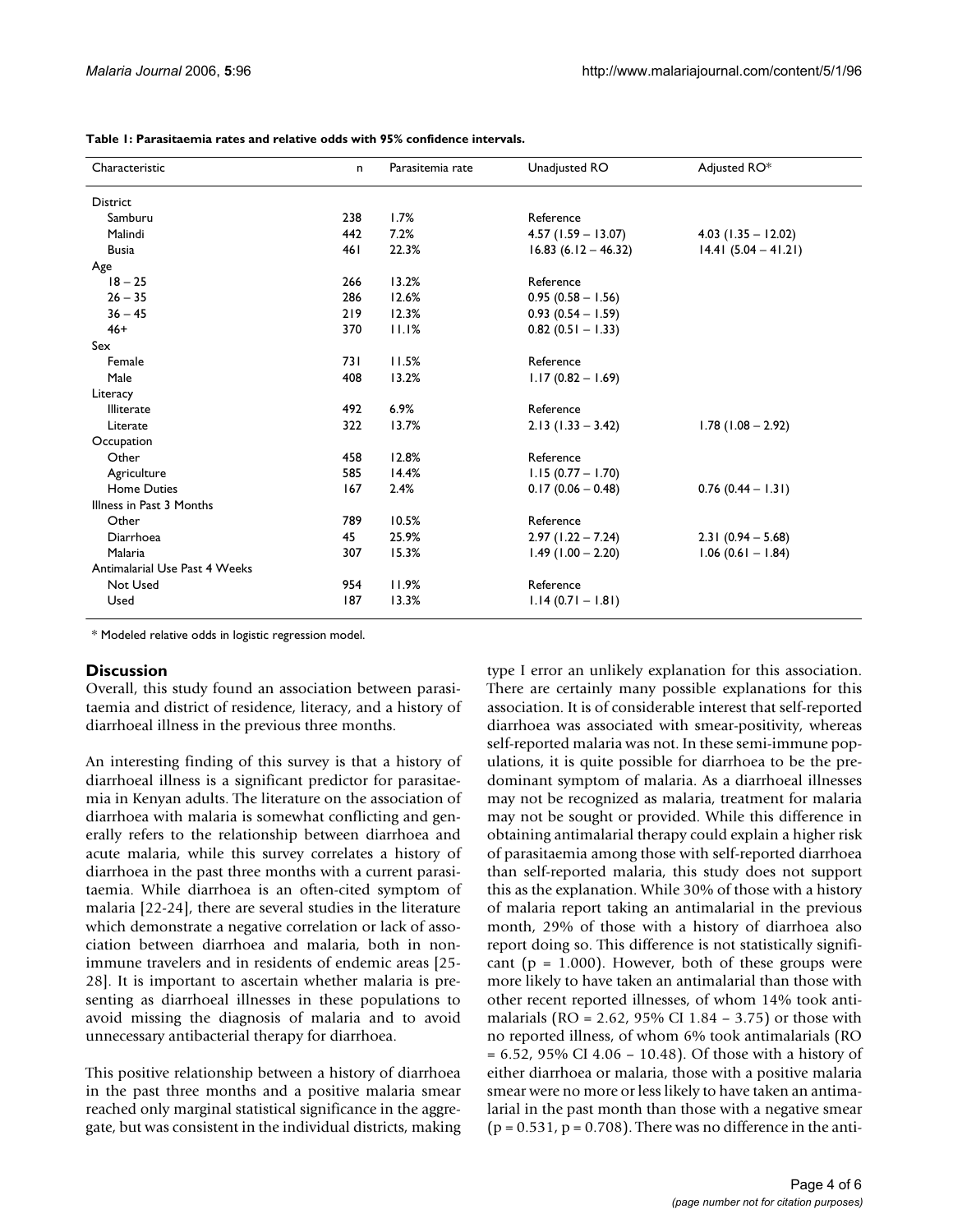**Table 1: Parasitaemia rates and relative odds with 95% confidence intervals.**

| Characteristic | n | Parasitemia rate | Unadjusted RO | Adjusted RO* |
|---|---|---|---|---|
| District | | | | |
| Samburu | 238 | 1.7% | Reference | |
| Malindi | 442 | 7.2% | 4.57 (1.59 – 13.07) | 4.03 (1.35 – 12.02) |
| Busia | 461 | 22.3% | 16.83 (6.12 – 46.32) | 14.41 (5.04 – 41.21) |
| Age | | | | |
| 18 – 25 | 266 | 13.2% | Reference | |
| 26 – 35 | 286 | 12.6% | 0.95 (0.58 – 1.56) | |
| 36 – 45 | 219 | 12.3% | 0.93 (0.54 – 1.59) | |
| 46+ | 370 | 11.1% | 0.82 (0.51 – 1.33) | |
| Sex | | | | |
| Female | 731 | 11.5% | Reference | |
| Male | 408 | 13.2% | 1.17 (0.82 – 1.69) | |
| Literacy | | | | |
| Illiterate | 492 | 6.9% | Reference | |
| Literate | 322 | 13.7% | 2.13 (1.33 – 3.42) | 1.78 (1.08 – 2.92) |
| Occupation | | | | |
| Other | 458 | 12.8% | Reference | |
| Agriculture | 585 | 14.4% | 1.15 (0.77 – 1.70) | |
| Home Duties | 167 | 2.4% | 0.17 (0.06 – 0.48) | 0.76 (0.44 – 1.31) |
| Illness in Past 3 Months | | | | |
| Other | 789 | 10.5% | Reference | |
| Diarrhoea | 45 | 25.9% | 2.97 (1.22 – 7.24) | 2.31 (0.94 – 5.68) |
| Malaria | 307 | 15.3% | 1.49 (1.00 – 2.20) | 1.06 (0.61 – 1.84) |
| Antimalarial Use Past 4 Weeks | | | | |
| Not Used | 954 | 11.9% | Reference | |
| Used | 187 | 13.3% | 1.14 (0.71 – 1.81) | |

\* Modeled relative odds in logistic regression model.

## Discussion

Overall, this study found an association between parasitaemia and district of residence, literacy, and a history of diarrhoeal illness in the previous three months.

An interesting finding of this survey is that a history of diarrhoeal illness is a significant predictor for parasitaemia in Kenyan adults. The literature on the association of diarrhoea with malaria is somewhat conflicting and generally refers to the relationship between diarrhoea and acute malaria, while this survey correlates a history of diarrhoea in the past three months with a current parasitaemia. While diarrhoea is an often-cited symptom of malaria [22-24], there are several studies in the literature which demonstrate a negative correlation or lack of association between diarrhoea and malaria, both in non-immune travelers and in residents of endemic areas [25-28]. It is important to ascertain whether malaria is presenting as diarrhoeal illnesses in these populations to avoid missing the diagnosis of malaria and to avoid unnecessary antibacterial therapy for diarrhoea.

This positive relationship between a history of diarrhoea in the past three months and a positive malaria smear reached only marginal statistical significance in the aggregate, but was consistent in the individual districts, making type I error an unlikely explanation for this association. There are certainly many possible explanations for this association. It is of considerable interest that self-reported diarrhoea was associated with smear-positivity, whereas self-reported malaria was not. In these semi-immune populations, it is quite possible for diarrhoea to be the predominant symptom of malaria. As a diarrhoeal illnesses may not be recognized as malaria, treatment for malaria may not be sought or provided. While this difference in obtaining antimalarial therapy could explain a higher risk of parasitaemia among those with self-reported diarrhoea than self-reported malaria, this study does not support this as the explanation. While 30% of those with a history of malaria report taking an antimalarial in the previous month, 29% of those with a history of diarrhoea also report doing so. This difference is not statistically significant ($p = 1.000$). However, both of these groups were more likely to have taken an antimalarial than those with other recent reported illnesses, of whom 14% took antimalarials (RO = 2.62, 95% CI 1.84 – 3.75) or those with no reported illness, of whom 6% took antimalarials (RO = 6.52, 95% CI 4.06 – 10.48). Of those with a history of either diarrhoea or malaria, those with a positive malaria smear were no more or less likely to have taken an antimalarial in the past month than those with a negative smear ($p = 0.531$, $p = 0.708$). There was no difference in the anti-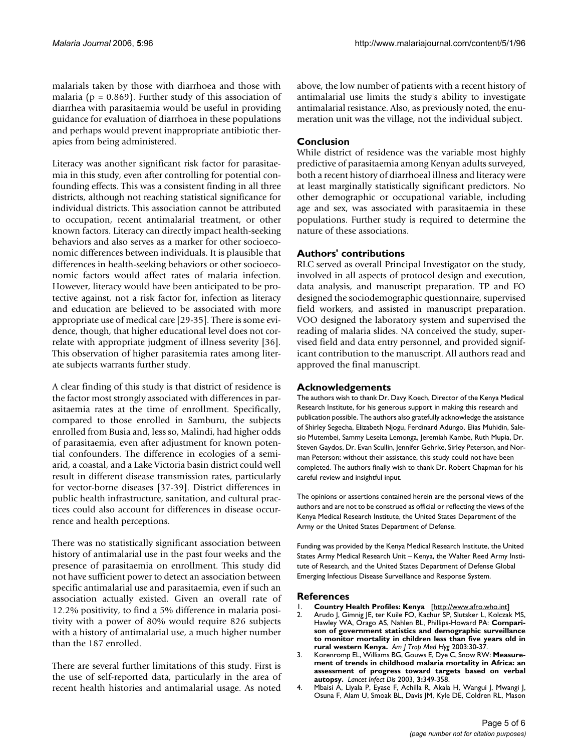malarials taken by those with diarrhoea and those with malaria ($p = 0.869$). Further study of this association of diarrhea with parasitaemia would be useful in providing guidance for evaluation of diarrhoea in these populations and perhaps would prevent inappropriate antibiotic therapies from being administered.

Literacy was another significant risk factor for parasitaemia in this study, even after controlling for potential confounding effects. This was a consistent finding in all three districts, although not reaching statistical significance for individual districts. This association cannot be attributed to occupation, recent antimalarial treatment, or other known factors. Literacy can directly impact health-seeking behaviors and also serves as a marker for other socioeconomic differences between individuals. It is plausible that differences in health-seeking behaviors or other socioeconomic factors would affect rates of malaria infection. However, literacy would have been anticipated to be protective against, not a risk factor for, infection as literacy and education are believed to be associated with more appropriate use of medical care [29-35]. There is some evidence, though, that higher educational level does not correlate with appropriate judgment of illness severity [36]. This observation of higher parasitemia rates among literate subjects warrants further study.

A clear finding of this study is that district of residence is the factor most strongly associated with differences in parasitaemia rates at the time of enrollment. Specifically, compared to those enrolled in Samburu, the subjects enrolled from Busia and, less so, Malindi, had higher odds of parasitaemia, even after adjustment for known potential confounders. The difference in ecologies of a semi-arid, a coastal, and a Lake Victoria basin district could well result in different disease transmission rates, particularly for vector-borne diseases [37-39]. District differences in public health infrastructure, sanitation, and cultural practices could also account for differences in disease occurrence and health perceptions.

There was no statistically significant association between history of antimalarial use in the past four weeks and the presence of parasitaemia on enrollment. This study did not have sufficient power to detect an association between specific antimalarial use and parasitaemia, even if such an association actually existed. Given an overall rate of 12.2% positivity, to find a 5% difference in malaria positivity with a power of 80% would require 826 subjects with a history of antimalarial use, a much higher number than the 187 enrolled.

There are several further limitations of this study. First is the use of self-reported data, particularly in the area of recent health histories and antimalarial usage. As noted above, the low number of patients with a recent history of antimalarial use limits the study's ability to investigate antimalarial resistance. Also, as previously noted, the enumeration unit was the village, not the individual subject.

## Conclusion

While district of residence was the variable most highly predictive of parasitaemia among Kenyan adults surveyed, both a recent history of diarrhoeal illness and literacy were at least marginally statistically significant predictors. No other demographic or occupational variable, including age and sex, was associated with parasitaemia in these populations. Further study is required to determine the nature of these associations.

## Authors' contributions

RLC served as overall Principal Investigator on the study, involved in all aspects of protocol design and execution, data analysis, and manuscript preparation. TP and FO designed the sociodemographic questionnaire, supervised field workers, and assisted in manuscript preparation. VOO designed the laboratory system and supervised the reading of malaria slides. NA conceived the study, supervised field and data entry personnel, and provided significant contribution to the manuscript. All authors read and approved the final manuscript.

## Acknowledgements

The authors wish to thank Dr. Davy Koech, Director of the Kenya Medical Research Institute, for his generous support in making this research and publication possible. The authors also gratefully acknowledge the assistance of Shirley Segecha, Elizabeth Njogu, Ferdinard Adungo, Elias Muhidin, Salesio Mutembei, Sammy Leseita Lemonga, Jeremiah Kambe, Ruth Mupia, Dr. Steven Gaydos, Dr. Evan Scullin, Jennifer Gehrke, Sirley Peterson, and Norman Peterson; without their assistance, this study could not have been completed. The authors finally wish to thank Dr. Robert Chapman for his careful review and insightful input.

The opinions or assertions contained herein are the personal views of the authors and are not to be construed as official or reflecting the views of the Kenya Medical Research Institute, the United States Department of the Army or the United States Department of Defense.

Funding was provided by the Kenya Medical Research Institute, the United States Army Medical Research Unit – Kenya, the Walter Reed Army Institute of Research, and the United States Department of Defense Global Emerging Infectious Disease Surveillance and Response System.

## References

1. **Country Health Profiles: Kenya** [http://www.afro.who.int]
2. Arudo J, Gimnig JE, ter Kuile FO, Kachur SP, Slutsker L, Kolczak MS, Hawley WA, Orago AS, Nahlen BL, Phillips-Howard PA: **Comparison of government statistics and demographic surveillance to monitor mortality in children less than five years old in rural western Kenya.** *Am J Trop Med Hyg* 2003:30-37.
3. Korenromp EL, Williams BG, Gouws E, Dye C, Snow RW: **Measurement of trends in childhood malaria mortality in Africa: an assessment of progress toward targets based on verbal autopsy.** *Lancet Infect Dis* 2003, **3:**349-358.
4. Mbaisi A, Liyala P, Eyase F, Achilla R, Akala H, Wangui J, Mwangi J, Osuna F, Alam U, Smoak BL, Davis JM, Kyle DE, Coldren RL, Mason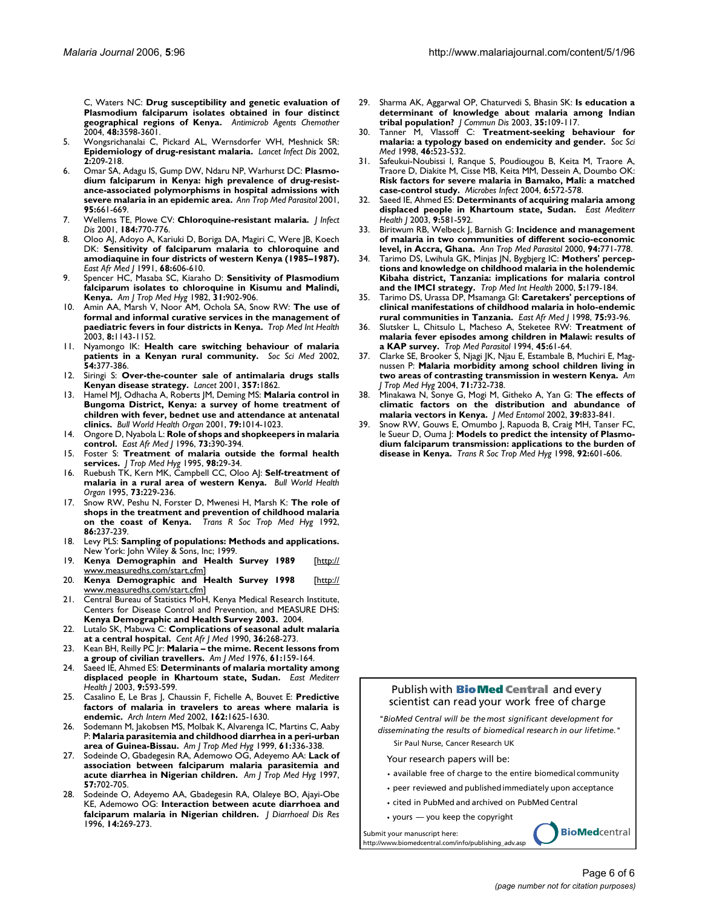C, Waters NC: **Drug susceptibility and genetic evaluation of Plasmodium falciparum isolates obtained in four distinct geographical regions of Kenya.** *Antimicrob Agents Chemother* 2004, **48:**3598-3601.

5. Wongsrichanalai C, Pickard AL, Wernsdorfer WH, Meshnick SR: **Epidemiology of drug-resistant malaria.** *Lancet Infect Dis* 2002, **2:**209-218.
6. Omar SA, Adagu IS, Gump DW, Ndaru NP, Warhurst DC: **Plasmodium falciparum in Kenya: high prevalence of drug-resistance-associated polymorphisms in hospital admissions with severe malaria in an epidemic area.** *Ann Trop Med Parasitol* 2001, **95:**661-669.
7. Wellems TE, Plowe CV: **Chloroquine-resistant malaria.** *J Infect Dis* 2001, **184:**770-776.
8. Oloo AJ, Adoyo A, Kariuki D, Boriga DA, Magiri C, Were JB, Koech DK: **Sensitivity of falciparum malaria to chloroquine and amodiaquine in four districts of western Kenya (1985–1987).** *East Afr Med J* 1991, **68:**606-610.
9. Spencer HC, Masaba SC, Kiaraho D: **Sensitivity of Plasmodium falciparum isolates to chloroquine in Kisumu and Malindi, Kenya.** *Am J Trop Med Hyg* 1982, **31:**902-906.
10. Amin AA, Marsh V, Noor AM, Ochola SA, Snow RW: **The use of formal and informal curative services in the management of paediatric fevers in four districts in Kenya.** *Trop Med Int Health* 2003, **8:**1143-1152.
11. Nyamongo IK: **Health care switching behaviour of malaria patients in a Kenyan rural community.** *Soc Sci Med* 2002, **54:**377-386.
12. Siringi S: **Over-the-counter sale of antimalaria drugs stalls Kenyan disease strategy.** *Lancet* 2001, **357:**1862.
13. Hamel MJ, Odhacha A, Roberts JM, Deming MS: **Malaria control in Bungoma District, Kenya: a survey of home treatment of children with fever, bednet use and attendance at antenatal clinics.** *Bull World Health Organ* 2001, **79:**1014-1023.
14. Ongore D, Nyabola L: **Role of shops and shopkeepers in malaria control.** *East Afr Med J* 1996, **73:**390-394.
15. Foster S: **Treatment of malaria outside the formal health services.** *J Trop Med Hyg* 1995, **98:**29-34.
16. Ruebush TK, Kern MK, Campbell CC, Oloo AJ: **Self-treatment of malaria in a rural area of western Kenya.** *Bull World Health Organ* 1995, **73:**229-236.
17. Snow RW, Peshu N, Forster D, Mwenesi H, Marsh K: **The role of shops in the treatment and prevention of childhood malaria on the coast of Kenya.** *Trans R Soc Trop Med Hyg* 1992, **86:**237-239.
18. Levy PLS: **Sampling of populations: Methods and applications.** New York: John Wiley & Sons, Inc; 1999.
19. **Kenya Demographin and Health Survey 1989** [http://www.measuredhs.com/start.cfm]
20. **Kenya Demographic and Health Survey 1998** [http://www.measuredhs.com/start.cfm]
21. Central Bureau of Statistics MoH, Kenya Medical Research Institute, Centers for Disease Control and Prevention, and MEASURE DHS: **Kenya Demographic and Health Survey 2003.** 2004.
22. Lutalo SK, Mabuwa C: **Complications of seasonal adult malaria at a central hospital.** *Cent Afr J Med* 1990, **36:**268-273.
23. Kean BH, Reilly PC Jr: **Malaria – the mime. Recent lessons from a group of civilian travellers.** *Am J Med* 1976, **61:**159-164.
24. Saeed IE, Ahmed ES: **Determinants of malaria mortality among displaced people in Khartoum state, Sudan.** *East Mediterr Health J* 2003, **9:**593-599.
25. Casalino E, Le Bras J, Chaussin F, Fichelle A, Bouvet E: **Predictive factors of malaria in travelers to areas where malaria is endemic.** *Arch Intern Med* 2002, **162:**1625-1630.
26. Sodemann M, Jakobsen MS, Molbak K, Alvarenga IC, Martins C, Aaby P: **Malaria parasitemia and childhood diarrhea in a peri-urban area of Guinea-Bissau.** *Am J Trop Med Hyg* 1999, **61:**336-338.
27. Sodeinde O, Gbadegesin RA, Ademowo OG, Adeyemo AA: **Lack of association between falciparum malaria parasitemia and acute diarrhea in Nigerian children.** *Am J Trop Med Hyg* 1997, **57:**702-705.
28. Sodeinde O, Adeyemo AA, Gbadegesin RA, Olaleye BO, Ajayi-Obe KE, Ademowo OG: **Interaction between acute diarrhoea and falciparum malaria in Nigerian children.** *J Diarrhoeal Dis Res* 1996, **14:**269-273.
29. Sharma AK, Aggarwal OP, Chaturvedi S, Bhasin SK: **Is education a determinant of knowledge about malaria among Indian tribal population?** *J Commun Dis* 2003, **35:**109-117.
30. Tanner M, Vlassoff C: **Treatment-seeking behaviour for malaria: a typology based on endemicity and gender.** *Soc Sci Med* 1998, **46:**523-532.
31. Safeukui-Noubissi I, Ranque S, Poudiougou B, Keita M, Traore A, Traore D, Diakite M, Cisse MB, Keita MM, Dessein A, Doumbo OK: **Risk factors for severe malaria in Bamako, Mali: a matched case-control study.** *Microbes Infect* 2004, **6:**572-578.
32. Saeed IE, Ahmed ES: **Determinants of acquiring malaria among displaced people in Khartoum state, Sudan.** *East Mediterr Health J* 2003, **9:**581-592.
33. Biritwum RB, Welbeck J, Barnish G: **Incidence and management of malaria in two communities of different socio-economic level, in Accra, Ghana.** *Ann Trop Med Parasitol* 2000, **94:**771-778.
34. Tarimo DS, Lwihula GK, Minjas JN, Bygbjerg IC: **Mothers' perceptions and knowledge on childhood malaria in the holendemic Kibaha district, Tanzania: implications for malaria control and the IMCI strategy.** *Trop Med Int Health* 2000, **5:**179-184.
35. Tarimo DS, Urassa DP, Msamanga GI: **Caretakers' perceptions of clinical manifestations of childhood malaria in holo-endemic rural communities in Tanzania.** *East Afr Med J* 1998, **75:**93-96.
36. Slutsker L, Chitsulo L, Macheso A, Steketee RW: **Treatment of malaria fever episodes among children in Malawi: results of a KAP survey.** *Trop Med Parasitol* 1994, **45:**61-64.
37. Clarke SE, Brooker S, Njagi JK, Njau E, Estambale B, Muchiri E, Magnussen P: **Malaria morbidity among school children living in two areas of contrasting transmission in western Kenya.** *Am J Trop Med Hyg* 2004, **71:**732-738.
38. Minakawa N, Sonye G, Mogi M, Githeko A, Yan G: **The effects of climatic factors on the distribution and abundance of malaria vectors in Kenya.** *J Med Entomol* 2002, **39:**833-841.
39. Snow RW, Gouws E, Omumbo J, Rapuoda B, Craig MH, Tanser FC, le Sueur D, Ouma J: **Models to predict the intensity of Plasmodium falciparum transmission: applications to the burden of disease in Kenya.** *Trans R Soc Trop Med Hyg* 1998, **92:**601-606.

Publish with **BioMed Central** and every scientist can read your work free of charge

*"BioMed Central will be the most significant development for disseminating the results of biomedical research in our lifetime."*

Sir Paul Nurse, Cancer Research UK

Your research papers will be:

- available free of charge to the entire biomedical community
- peer reviewed and published immediately upon acceptance
- cited in PubMed and archived on PubMed Central
- yours — you keep the copyright

Submit your manuscript here:
http://www.biomedcentral.com/info/publishing_adv.asp

BioMedcentral